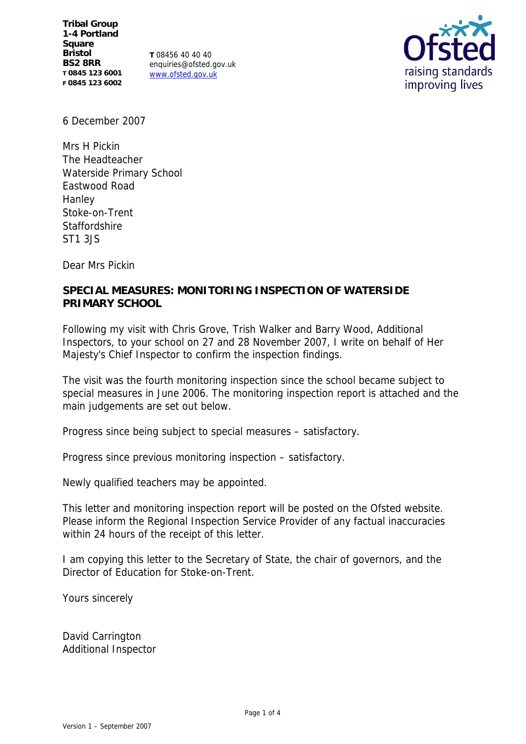**Tribal Group**
**1-4 Portland Square**
**Bristol**
**BS2 8RR**
**T 0845 123 6001**
**F 0845 123 6002**

**T** 08456 40 40 40
enquiries@ofsted.gov.uk
www.ofsted.gov.uk

6 December 2007

Mrs H Pickin
The Headteacher
Waterside Primary School
Eastwood Road
Hanley
Stoke-on-Trent
Staffordshire
ST1 3JS

Dear Mrs Pickin

**SPECIAL MEASURES: MONITORING INSPECTION OF WATERSIDE PRIMARY SCHOOL**

Following my visit with Chris Grove, Trish Walker and Barry Wood, Additional Inspectors, to your school on 27 and 28 November 2007, I write on behalf of Her Majesty's Chief Inspector to confirm the inspection findings.

The visit was the fourth monitoring inspection since the school became subject to special measures in June 2006. The monitoring inspection report is attached and the main judgements are set out below.

Progress since being subject to special measures – satisfactory.

Progress since previous monitoring inspection – satisfactory.

Newly qualified teachers may be appointed.

This letter and monitoring inspection report will be posted on the Ofsted website. Please inform the Regional Inspection Service Provider of any factual inaccuracies within 24 hours of the receipt of this letter.

I am copying this letter to the Secretary of State, the chair of governors, and the Director of Education for Stoke-on-Trent.

Yours sincerely

David Carrington
Additional Inspector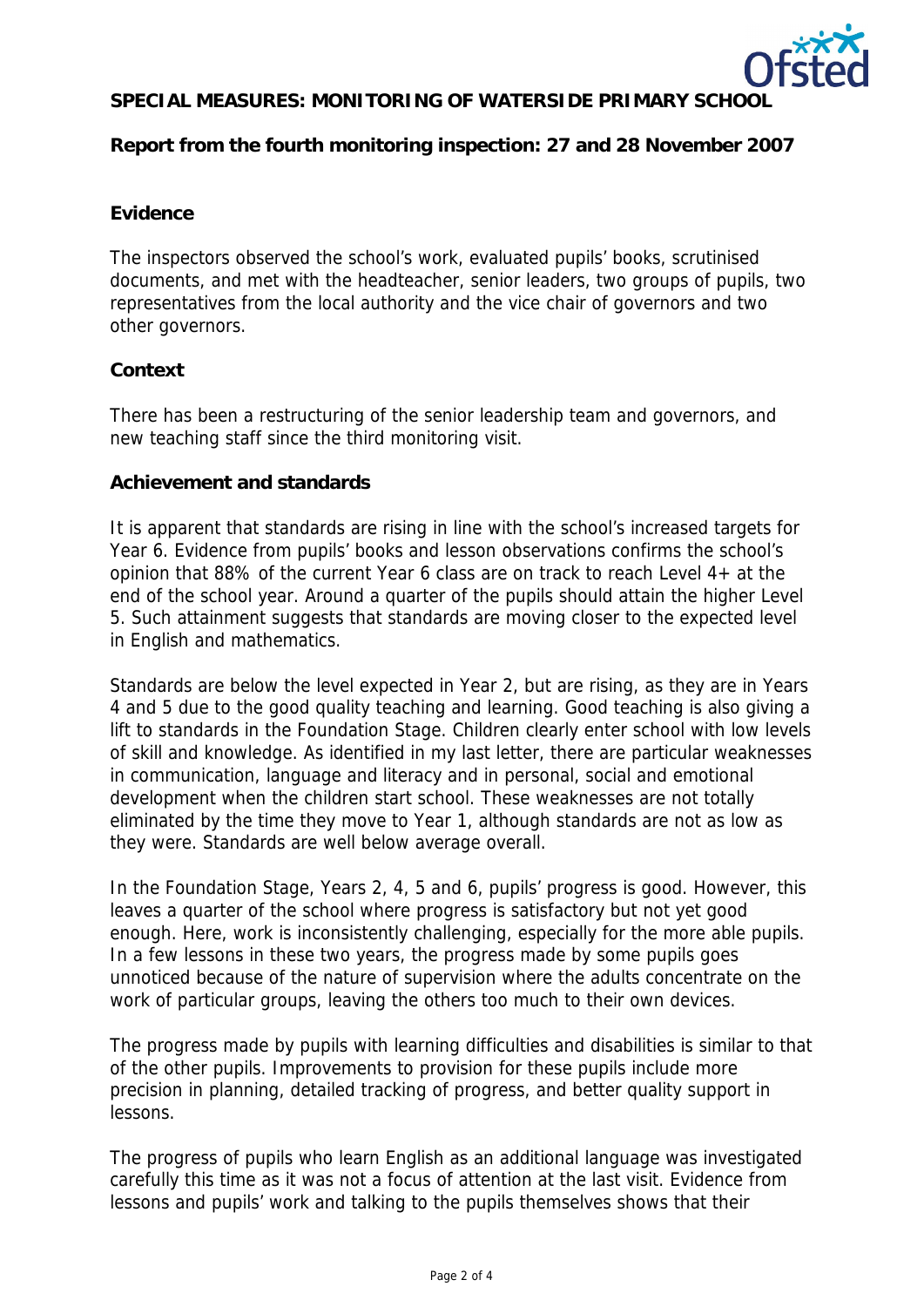**SPECIAL MEASURES: MONITORING OF WATERSIDE PRIMARY SCHOOL**

**Report from the fourth monitoring inspection: 27 and 28 November 2007**

**Evidence**

The inspectors observed the school's work, evaluated pupils' books, scrutinised documents, and met with the headteacher, senior leaders, two groups of pupils, two representatives from the local authority and the vice chair of governors and two other governors.

**Context**

There has been a restructuring of the senior leadership team and governors, and new teaching staff since the third monitoring visit.

**Achievement and standards**

It is apparent that standards are rising in line with the school's increased targets for Year 6. Evidence from pupils' books and lesson observations confirms the school's opinion that 88% of the current Year 6 class are on track to reach Level 4+ at the end of the school year. Around a quarter of the pupils should attain the higher Level 5. Such attainment suggests that standards are moving closer to the expected level in English and mathematics.

Standards are below the level expected in Year 2, but are rising, as they are in Years 4 and 5 due to the good quality teaching and learning. Good teaching is also giving a lift to standards in the Foundation Stage. Children clearly enter school with low levels of skill and knowledge. As identified in my last letter, there are particular weaknesses in communication, language and literacy and in personal, social and emotional development when the children start school. These weaknesses are not totally eliminated by the time they move to Year 1, although standards are not as low as they were. Standards are well below average overall.

In the Foundation Stage, Years 2, 4, 5 and 6, pupils' progress is good. However, this leaves a quarter of the school where progress is satisfactory but not yet good enough. Here, work is inconsistently challenging, especially for the more able pupils. In a few lessons in these two years, the progress made by some pupils goes unnoticed because of the nature of supervision where the adults concentrate on the work of particular groups, leaving the others too much to their own devices.

The progress made by pupils with learning difficulties and disabilities is similar to that of the other pupils. Improvements to provision for these pupils include more precision in planning, detailed tracking of progress, and better quality support in lessons.

The progress of pupils who learn English as an additional language was investigated carefully this time as it was not a focus of attention at the last visit. Evidence from lessons and pupils' work and talking to the pupils themselves shows that their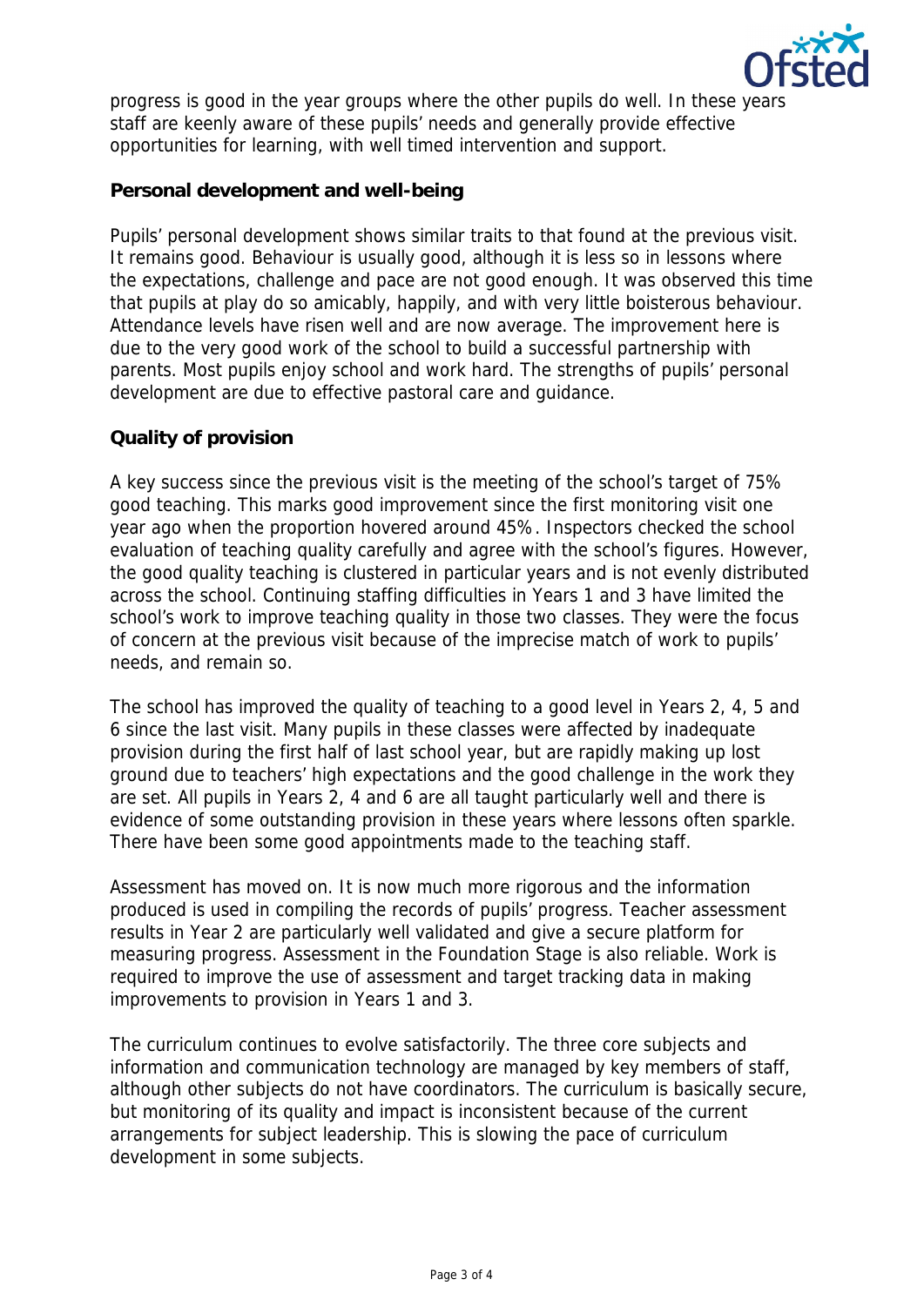progress is good in the year groups where the other pupils do well. In these years staff are keenly aware of these pupils' needs and generally provide effective opportunities for learning, with well timed intervention and support.

**Personal development and well-being**

Pupils' personal development shows similar traits to that found at the previous visit. It remains good. Behaviour is usually good, although it is less so in lessons where the expectations, challenge and pace are not good enough. It was observed this time that pupils at play do so amicably, happily, and with very little boisterous behaviour. Attendance levels have risen well and are now average. The improvement here is due to the very good work of the school to build a successful partnership with parents. Most pupils enjoy school and work hard. The strengths of pupils' personal development are due to effective pastoral care and guidance.

**Quality of provision**

A key success since the previous visit is the meeting of the school's target of 75% good teaching. This marks good improvement since the first monitoring visit one year ago when the proportion hovered around 45%. Inspectors checked the school evaluation of teaching quality carefully and agree with the school's figures. However, the good quality teaching is clustered in particular years and is not evenly distributed across the school. Continuing staffing difficulties in Years 1 and 3 have limited the school's work to improve teaching quality in those two classes. They were the focus of concern at the previous visit because of the imprecise match of work to pupils' needs, and remain so.

The school has improved the quality of teaching to a good level in Years 2, 4, 5 and 6 since the last visit. Many pupils in these classes were affected by inadequate provision during the first half of last school year, but are rapidly making up lost ground due to teachers' high expectations and the good challenge in the work they are set. All pupils in Years 2, 4 and 6 are all taught particularly well and there is evidence of some outstanding provision in these years where lessons often sparkle. There have been some good appointments made to the teaching staff.

Assessment has moved on. It is now much more rigorous and the information produced is used in compiling the records of pupils' progress. Teacher assessment results in Year 2 are particularly well validated and give a secure platform for measuring progress. Assessment in the Foundation Stage is also reliable. Work is required to improve the use of assessment and target tracking data in making improvements to provision in Years 1 and 3.

The curriculum continues to evolve satisfactorily. The three core subjects and information and communication technology are managed by key members of staff, although other subjects do not have coordinators. The curriculum is basically secure, but monitoring of its quality and impact is inconsistent because of the current arrangements for subject leadership. This is slowing the pace of curriculum development in some subjects.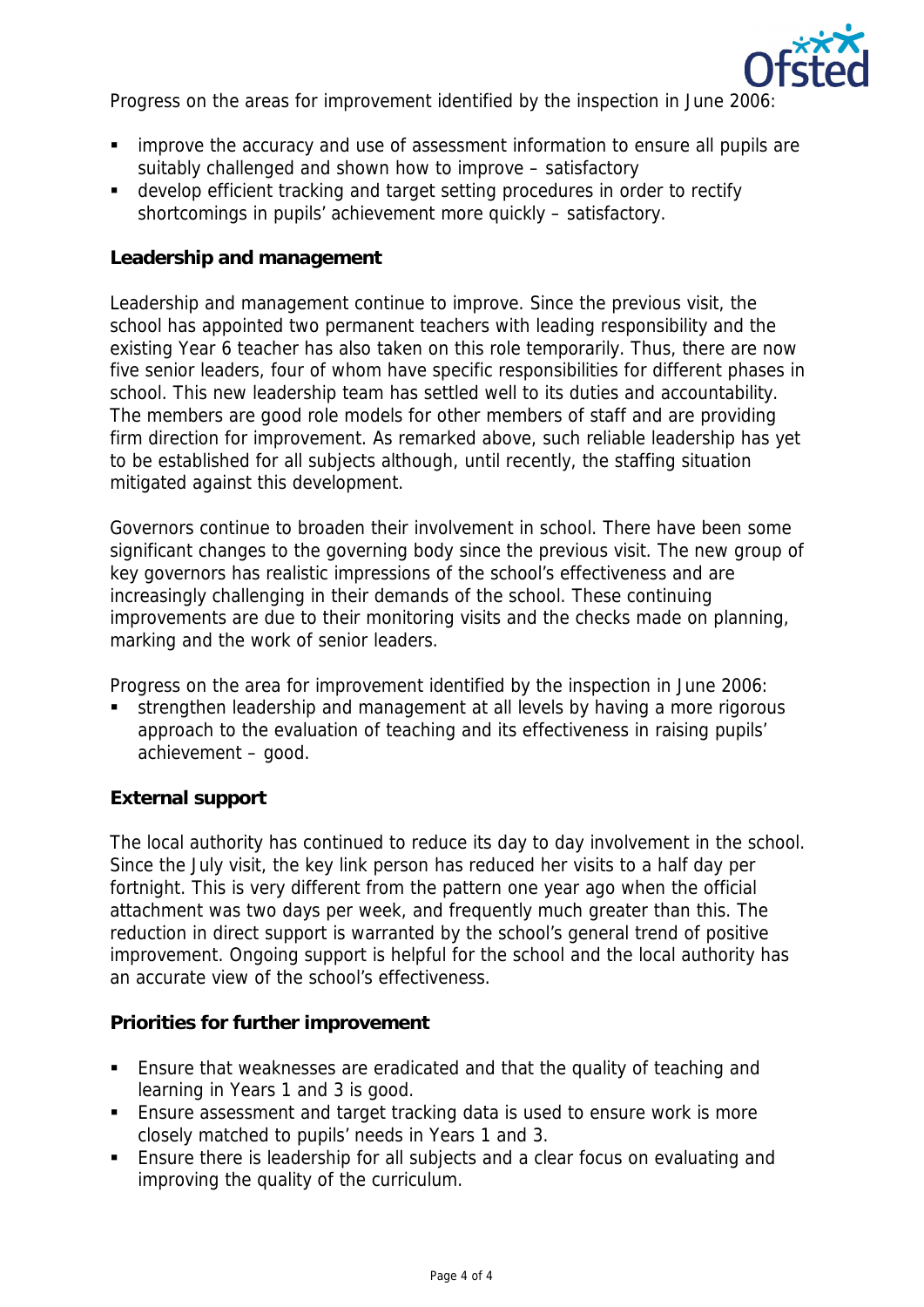Progress on the areas for improvement identified by the inspection in June 2006:

- improve the accuracy and use of assessment information to ensure all pupils are suitably challenged and shown how to improve – satisfactory
- develop efficient tracking and target setting procedures in order to rectify shortcomings in pupils' achievement more quickly – satisfactory.

**Leadership and management**

Leadership and management continue to improve. Since the previous visit, the school has appointed two permanent teachers with leading responsibility and the existing Year 6 teacher has also taken on this role temporarily. Thus, there are now five senior leaders, four of whom have specific responsibilities for different phases in school. This new leadership team has settled well to its duties and accountability. The members are good role models for other members of staff and are providing firm direction for improvement. As remarked above, such reliable leadership has yet to be established for all subjects although, until recently, the staffing situation mitigated against this development.

Governors continue to broaden their involvement in school. There have been some significant changes to the governing body since the previous visit. The new group of key governors has realistic impressions of the school's effectiveness and are increasingly challenging in their demands of the school. These continuing improvements are due to their monitoring visits and the checks made on planning, marking and the work of senior leaders.

Progress on the area for improvement identified by the inspection in June 2006:

- strengthen leadership and management at all levels by having a more rigorous approach to the evaluation of teaching and its effectiveness in raising pupils' achievement – good.

**External support**

The local authority has continued to reduce its day to day involvement in the school. Since the July visit, the key link person has reduced her visits to a half day per fortnight. This is very different from the pattern one year ago when the official attachment was two days per week, and frequently much greater than this. The reduction in direct support is warranted by the school's general trend of positive improvement. Ongoing support is helpful for the school and the local authority has an accurate view of the school's effectiveness.

**Priorities for further improvement**

- Ensure that weaknesses are eradicated and that the quality of teaching and learning in Years 1 and 3 is good.
- Ensure assessment and target tracking data is used to ensure work is more closely matched to pupils' needs in Years 1 and 3.
- Ensure there is leadership for all subjects and a clear focus on evaluating and improving the quality of the curriculum.